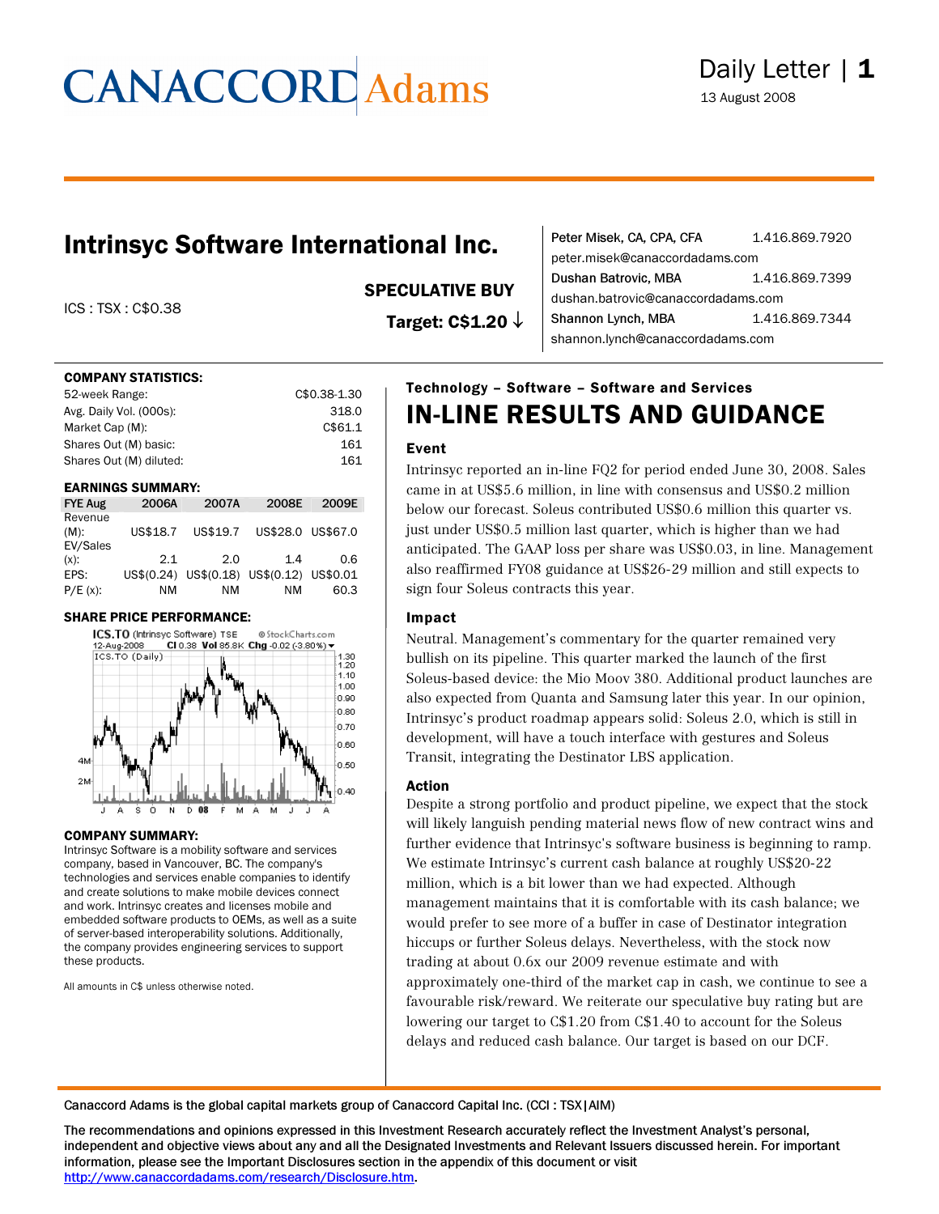CANACCORD Adams

Daily Letter | 1

13 August 2008

# Intrinsyc Software International Inc.

ICS : TSX : C$0.38

**SPECULATIVE BUY**

**Target: C$1.20 ↓**

Peter Misek, CA, CPA, CFA 1.416.869.7920
peter.misek@canaccordadams.com

Dushan Batrovic, MBA 1.416.869.7399
dushan.batrovic@canaccordadams.com

Shannon Lynch, MBA 1.416.869.7344
shannon.lynch@canaccordadams.com

**COMPANY STATISTICS:**

| | |
|---|---|
| 52-week Range: | C$0.38-1.30 |
| Avg. Daily Vol. (000s): | 318.0 |
| Market Cap (M): | C$61.1 |
| Shares Out (M) basic: | 161 |
| Shares Out (M) diluted: | 161 |

**EARNINGS SUMMARY:**

| FYE Aug | 2006A | 2007A | 2008E | 2009E |
|---|---|---|---|---|
| Revenue (M): | US$18.7 | US$19.7 | US$28.0 | US$67.0 |
| EV/Sales (x): | 2.1 | 2.0 | 1.4 | 0.6 |
| EPS: | US$(0.24) | US$(0.18) | US$(0.12) | US$0.01 |
| P/E (x): | NM | NM | NM | 60.3 |

**SHARE PRICE PERFORMANCE:**

**COMPANY SUMMARY:**

Intrinsyc Software is a mobility software and services company, based in Vancouver, BC. The company's technologies and services enable companies to identify and create solutions to make mobile devices connect and work. Intrinsyc creates and licenses mobile and embedded software products to OEMs, as well as a suite of server-based interoperability solutions. Additionally, the company provides engineering services to support these products.

All amounts in C$ unless otherwise noted.

**Technology – Software – Software and Services**

## IN-LINE RESULTS AND GUIDANCE

### Event

Intrinsyc reported an in-line FQ2 for period ended June 30, 2008. Sales came in at US$5.6 million, in line with consensus and US$0.2 million below our forecast. Soleus contributed US$0.6 million this quarter vs. just under US$0.5 million last quarter, which is higher than we had anticipated. The GAAP loss per share was US$0.03, in line. Management also reaffirmed FY08 guidance at US$26-29 million and still expects to sign four Soleus contracts this year.

### Impact

Neutral. Management's commentary for the quarter remained very bullish on its pipeline. This quarter marked the launch of the first Soleus-based device: the Mio Moov 380. Additional product launches are also expected from Quanta and Samsung later this year. In our opinion, Intrinsyc's product roadmap appears solid: Soleus 2.0, which is still in development, will have a touch interface with gestures and Soleus Transit, integrating the Destinator LBS application.

### Action

Despite a strong portfolio and product pipeline, we expect that the stock will likely languish pending material news flow of new contract wins and further evidence that Intrinsyc's software business is beginning to ramp. We estimate Intrinsyc's current cash balance at roughly US$20-22 million, which is a bit lower than we had expected. Although management maintains that it is comfortable with its cash balance; we would prefer to see more of a buffer in case of Destinator integration hiccups or further Soleus delays. Nevertheless, with the stock now trading at about 0.6x our 2009 revenue estimate and with approximately one-third of the market cap in cash, we continue to see a favourable risk/reward. We reiterate our speculative buy rating but are lowering our target to C$1.20 from C$1.40 to account for the Soleus delays and reduced cash balance. Our target is based on our DCF.

Canaccord Adams is the global capital markets group of Canaccord Capital Inc. (CCI : TSX|AIM)

The recommendations and opinions expressed in this Investment Research accurately reflect the Investment Analyst's personal, independent and objective views about any and all the Designated Investments and Relevant Issuers discussed herein. For important information, please see the Important Disclosures section in the appendix of this document or visit http://www.canaccordadams.com/research/Disclosure.htm.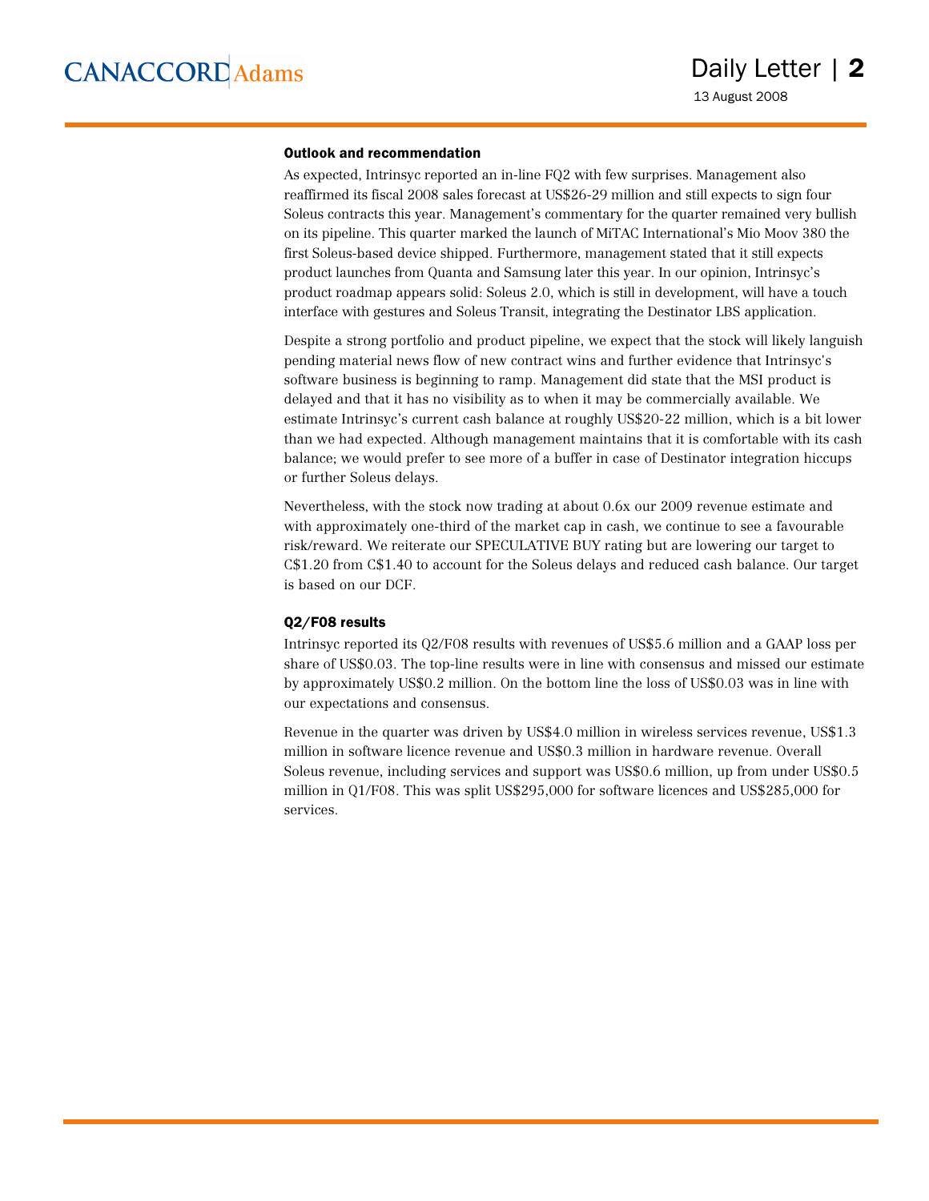### Outlook and recommendation

As expected, Intrinsyc reported an in-line FQ2 with few surprises. Management also reaffirmed its fiscal 2008 sales forecast at US$26-29 million and still expects to sign four Soleus contracts this year. Management's commentary for the quarter remained very bullish on its pipeline. This quarter marked the launch of MiTAC International's Mio Moov 380 the first Soleus-based device shipped. Furthermore, management stated that it still expects product launches from Quanta and Samsung later this year. In our opinion, Intrinsyc's product roadmap appears solid: Soleus 2.0, which is still in development, will have a touch interface with gestures and Soleus Transit, integrating the Destinator LBS application.

Despite a strong portfolio and product pipeline, we expect that the stock will likely languish pending material news flow of new contract wins and further evidence that Intrinsyc's software business is beginning to ramp. Management did state that the MSI product is delayed and that it has no visibility as to when it may be commercially available. We estimate Intrinsyc's current cash balance at roughly US$20-22 million, which is a bit lower than we had expected. Although management maintains that it is comfortable with its cash balance; we would prefer to see more of a buffer in case of Destinator integration hiccups or further Soleus delays.

Nevertheless, with the stock now trading at about 0.6x our 2009 revenue estimate and with approximately one-third of the market cap in cash, we continue to see a favourable risk/reward. We reiterate our SPECULATIVE BUY rating but are lowering our target to C$1.20 from C$1.40 to account for the Soleus delays and reduced cash balance. Our target is based on our DCF.

### Q2/F08 results

Intrinsyc reported its Q2/F08 results with revenues of US$5.6 million and a GAAP loss per share of US$0.03. The top-line results were in line with consensus and missed our estimate by approximately US$0.2 million. On the bottom line the loss of US$0.03 was in line with our expectations and consensus.

Revenue in the quarter was driven by US$4.0 million in wireless services revenue, US$1.3 million in software licence revenue and US$0.3 million in hardware revenue. Overall Soleus revenue, including services and support was US$0.6 million, up from under US$0.5 million in Q1/F08. This was split US$295,000 for software licences and US$285,000 for services.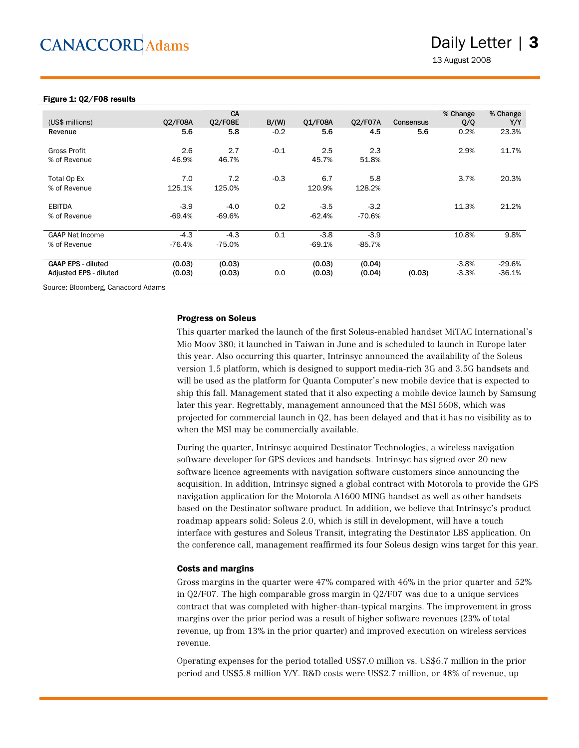**Figure 1: Q2/F08 results**

| (US$ millions) | Q2/F08A | CA Q2/F08E | B/(W) | Q1/F08A | Q2/F07A | Consensus | % Change Q/Q | % Change Y/Y |
|---|---|---|---|---|---|---|---|---|
| **Revenue** | **5.6** | **5.8** | -0.2 | **5.6** | **4.5** | **5.6** | 0.2% | 23.3% |
| Gross Profit | 2.6 | 2.7 | -0.1 | 2.5 | 2.3 | | 2.9% | 11.7% |
| % of Revenue | 46.9% | 46.7% | | 45.7% | 51.8% | | | |
| Total Op Ex | 7.0 | 7.2 | -0.3 | 6.7 | 5.8 | | 3.7% | 20.3% |
| % of Revenue | 125.1% | 125.0% | | 120.9% | 128.2% | | | |
| EBITDA | -3.9 | -4.0 | 0.2 | -3.5 | -3.2 | | 11.3% | 21.2% |
| % of Revenue | -69.4% | -69.6% | | -62.4% | -70.6% | | | |
| GAAP Net Income | -4.3 | -4.3 | 0.1 | -3.8 | -3.9 | | 10.8% | 9.8% |
| % of Revenue | -76.4% | -75.0% | | -69.1% | -85.7% | | | |
| GAAP EPS - diluted | (0.03) | (0.03) | | (0.03) | (0.04) | | -3.8% | -29.6% |
| Adjusted EPS - diluted | (0.03) | (0.03) | 0.0 | (0.03) | (0.04) | (0.03) | -3.3% | -36.1% |

Source: Bloomberg, Canaccord Adams

### Progress on Soleus

This quarter marked the launch of the first Soleus-enabled handset MiTAC International's Mio Moov 380; it launched in Taiwan in June and is scheduled to launch in Europe later this year. Also occurring this quarter, Intrinsyc announced the availability of the Soleus version 1.5 platform, which is designed to support media-rich 3G and 3.5G handsets and will be used as the platform for Quanta Computer's new mobile device that is expected to ship this fall. Management stated that it also expecting a mobile device launch by Samsung later this year. Regrettably, management announced that the MSI 5608, which was projected for commercial launch in Q2, has been delayed and that it has no visibility as to when the MSI may be commercially available.

During the quarter, Intrinsyc acquired Destinator Technologies, a wireless navigation software developer for GPS devices and handsets. Intrinsyc has signed over 20 new software licence agreements with navigation software customers since announcing the acquisition. In addition, Intrinsyc signed a global contract with Motorola to provide the GPS navigation application for the Motorola A1600 MING handset as well as other handsets based on the Destinator software product. In addition, we believe that Intrinsyc's product roadmap appears solid: Soleus 2.0, which is still in development, will have a touch interface with gestures and Soleus Transit, integrating the Destinator LBS application. On the conference call, management reaffirmed its four Soleus design wins target for this year.

### Costs and margins

Gross margins in the quarter were 47% compared with 46% in the prior quarter and 52% in Q2/F07. The high comparable gross margin in Q2/F07 was due to a unique services contract that was completed with higher-than-typical margins. The improvement in gross margins over the prior period was a result of higher software revenues (23% of total revenue, up from 13% in the prior quarter) and improved execution on wireless services revenue.

Operating expenses for the period totalled US$7.0 million vs. US$6.7 million in the prior period and US$5.8 million Y/Y. R&D costs were US$2.7 million, or 48% of revenue, up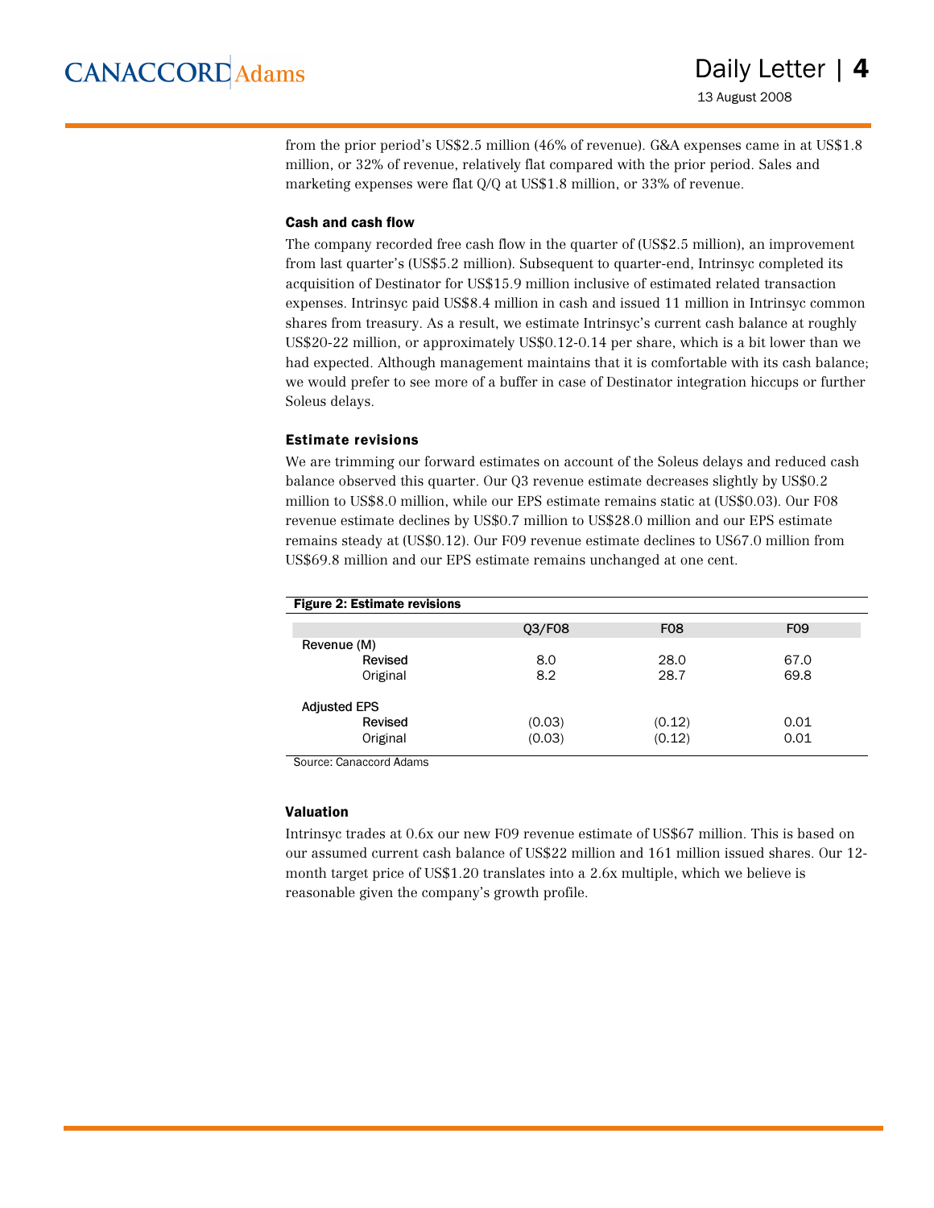from the prior period's US$2.5 million (46% of revenue). G&A expenses came in at US$1.8 million, or 32% of revenue, relatively flat compared with the prior period. Sales and marketing expenses were flat Q/Q at US$1.8 million, or 33% of revenue.

### Cash and cash flow

The company recorded free cash flow in the quarter of (US$2.5 million), an improvement from last quarter's (US$5.2 million). Subsequent to quarter-end, Intrinsyc completed its acquisition of Destinator for US$15.9 million inclusive of estimated related transaction expenses. Intrinsyc paid US$8.4 million in cash and issued 11 million in Intrinsyc common shares from treasury. As a result, we estimate Intrinsyc's current cash balance at roughly US$20-22 million, or approximately US$0.12-0.14 per share, which is a bit lower than we had expected. Although management maintains that it is comfortable with its cash balance; we would prefer to see more of a buffer in case of Destinator integration hiccups or further Soleus delays.

### Estimate revisions

We are trimming our forward estimates on account of the Soleus delays and reduced cash balance observed this quarter. Our Q3 revenue estimate decreases slightly by US$0.2 million to US$8.0 million, while our EPS estimate remains static at (US$0.03). Our F08 revenue estimate declines by US$0.7 million to US$28.0 million and our EPS estimate remains steady at (US$0.12). Our F09 revenue estimate declines to US67.0 million from US$69.8 million and our EPS estimate remains unchanged at one cent.

**Figure 2: Estimate revisions**

| | Q3/F08 | F08 | F09 |
|---|---|---|---|
| Revenue (M) | | | |
| Revised | 8.0 | 28.0 | 67.0 |
| Original | 8.2 | 28.7 | 69.8 |
| Adjusted EPS | | | |
| Revised | (0.03) | (0.12) | 0.01 |
| Original | (0.03) | (0.12) | 0.01 |

Source: Canaccord Adams

### Valuation

Intrinsyc trades at 0.6x our new F09 revenue estimate of US$67 million. This is based on our assumed current cash balance of US$22 million and 161 million issued shares. Our 12-month target price of US$1.20 translates into a 2.6x multiple, which we believe is reasonable given the company's growth profile.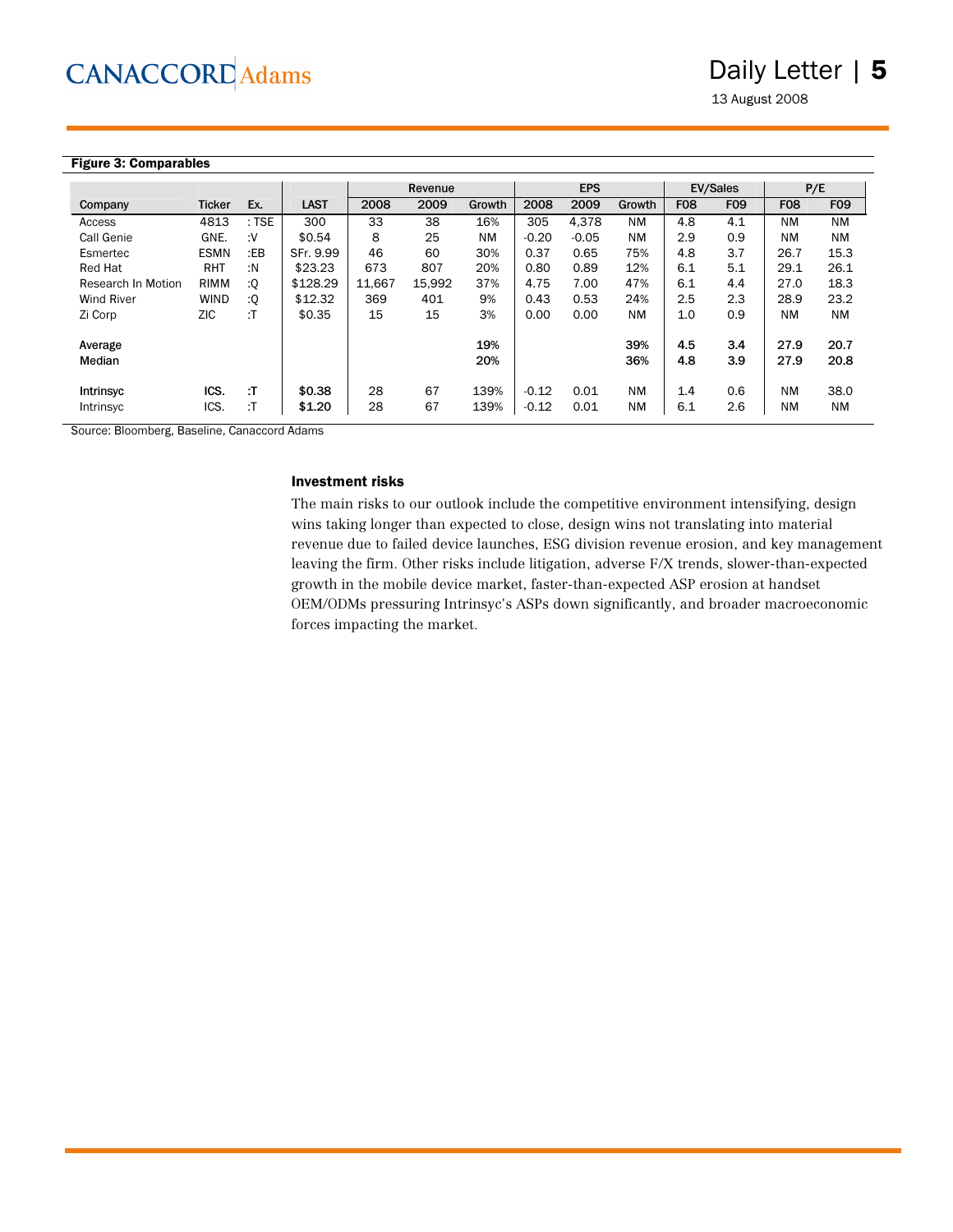**Figure 3: Comparables**

| Company | Ticker | Ex. | LAST | Revenue | | | EPS | | | EV/Sales | | P/E | |
|---|---|---|---|---|---|---|---|---|---|---|---|---|---|
| | | | | 2008 | 2009 | Growth | 2008 | 2009 | Growth | F08 | F09 | F08 | F09 |
| Access | 4813 | : TSE | 300 | 33 | 38 | 16% | 305 | 4,378 | NM | 4.8 | 4.1 | NM | NM |
| Call Genie | GNE. | :V | $0.54 | 8 | 25 | NM | -0.20 | -0.05 | NM | 2.9 | 0.9 | NM | NM |
| Esmertec | ESMN | :EB | SFr. 9.99 | 46 | 60 | 30% | 0.37 | 0.65 | 75% | 4.8 | 3.7 | 26.7 | 15.3 |
| Red Hat | RHT | :N | $23.23 | 673 | 807 | 20% | 0.80 | 0.89 | 12% | 6.1 | 5.1 | 29.1 | 26.1 |
| Research In Motion | RIMM | :Q | $128.29 | 11,667 | 15,992 | 37% | 4.75 | 7.00 | 47% | 6.1 | 4.4 | 27.0 | 18.3 |
| Wind River | WIND | :Q | $12.32 | 369 | 401 | 9% | 0.43 | 0.53 | 24% | 2.5 | 2.3 | 28.9 | 23.2 |
| Zi Corp | ZIC | :T | $0.35 | 15 | 15 | 3% | 0.00 | 0.00 | NM | 1.0 | 0.9 | NM | NM |
| **Average** | | | | | | **19%** | | | **39%** | **4.5** | **3.4** | **27.9** | **20.7** |
| **Median** | | | | | | **20%** | | | **36%** | **4.8** | **3.9** | **27.9** | **20.8** |
| **Intrinsyc** | **ICS.** | **:T** | **$0.38** | 28 | 67 | 139% | -0.12 | 0.01 | NM | 1.4 | 0.6 | NM | 38.0 |
| Intrinsyc | ICS. | :T | **$1.20** | 28 | 67 | 139% | -0.12 | 0.01 | NM | 6.1 | 2.6 | NM | NM |

Source: Bloomberg, Baseline, Canaccord Adams

### Investment risks

The main risks to our outlook include the competitive environment intensifying, design wins taking longer than expected to close, design wins not translating into material revenue due to failed device launches, ESG division revenue erosion, and key management leaving the firm. Other risks include litigation, adverse F/X trends, slower-than-expected growth in the mobile device market, faster-than-expected ASP erosion at handset OEM/ODMs pressuring Intrinsyc's ASPs down significantly, and broader macroeconomic forces impacting the market.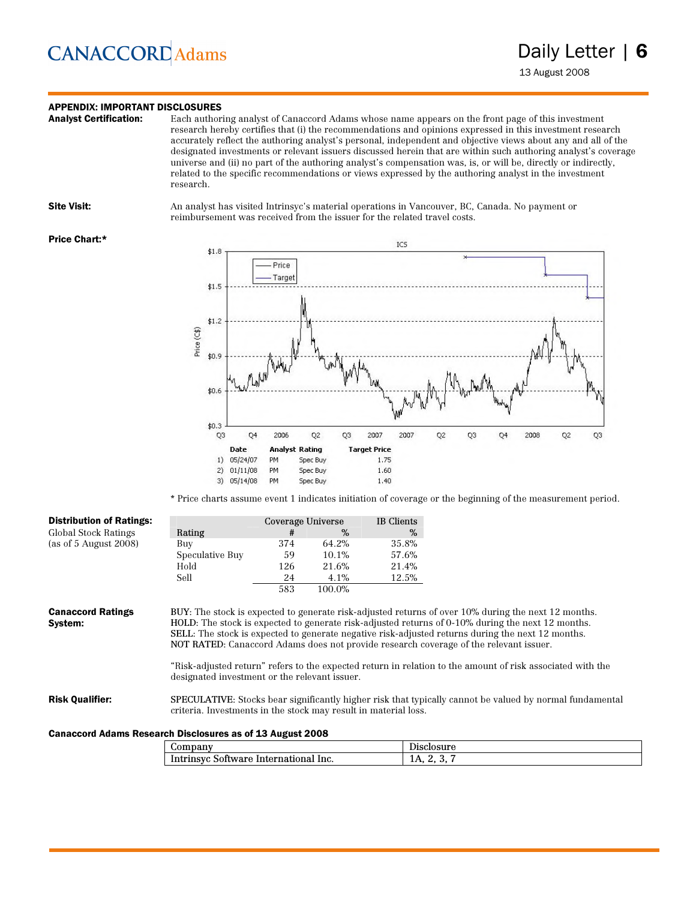## APPENDIX: IMPORTANT DISCLOSURES

**Analyst Certification:** Each authoring analyst of Canaccord Adams whose name appears on the front page of this investment research hereby certifies that (i) the recommendations and opinions expressed in this investment research accurately reflect the authoring analyst's personal, independent and objective views about any and all of the designated investments or relevant issuers discussed herein that are within such authoring analyst's coverage universe and (ii) no part of the authoring analyst's compensation was, is, or will be, directly or indirectly, related to the specific recommendations or views expressed by the authoring analyst in the investment research.

**Site Visit:** An analyst has visited Intrinsyc's material operations in Vancouver, BC, Canada. No payment or reimbursement was received from the issuer for the related travel costs.

**Price Chart:***

ICS

| | Date | Analyst | Rating | Target Price |
|---|---|---|---|---|
| 1) | 05/24/07 | PM | Spec Buy | 1.75 |
| 2) | 01/11/08 | PM | Spec Buy | 1.60 |
| 3) | 05/14/08 | PM | Spec Buy | 1.40 |

* Price charts assume event 1 indicates initiation of coverage or the beginning of the measurement period.

**Distribution of Ratings:**
Global Stock Ratings
(as of 5 August 2008)

| Rating | Coverage Universe # | Coverage Universe % | IB Clients % |
|---|---|---|---|
| Buy | 374 | 64.2% | 35.8% |
| Speculative Buy | 59 | 10.1% | 57.6% |
| Hold | 126 | 21.6% | 21.4% |
| Sell | 24 | 4.1% | 12.5% |
| | 583 | 100.0% | |

**Canaccord Ratings System:**

BUY: The stock is expected to generate risk-adjusted returns of over 10% during the next 12 months.
HOLD: The stock is expected to generate risk-adjusted returns of 0-10% during the next 12 months.
SELL: The stock is expected to generate negative risk-adjusted returns during the next 12 months.
NOT RATED: Canaccord Adams does not provide research coverage of the relevant issuer.

"Risk-adjusted return" refers to the expected return in relation to the amount of risk associated with the designated investment or the relevant issuer.

**Risk Qualifier:** SPECULATIVE: Stocks bear significantly higher risk that typically cannot be valued by normal fundamental criteria. Investments in the stock may result in material loss.

**Canaccord Adams Research Disclosures as of 13 August 2008**

| Company | Disclosure |
|---|---|
| Intrinsyc Software International Inc. | 1A, 2, 3, 7 |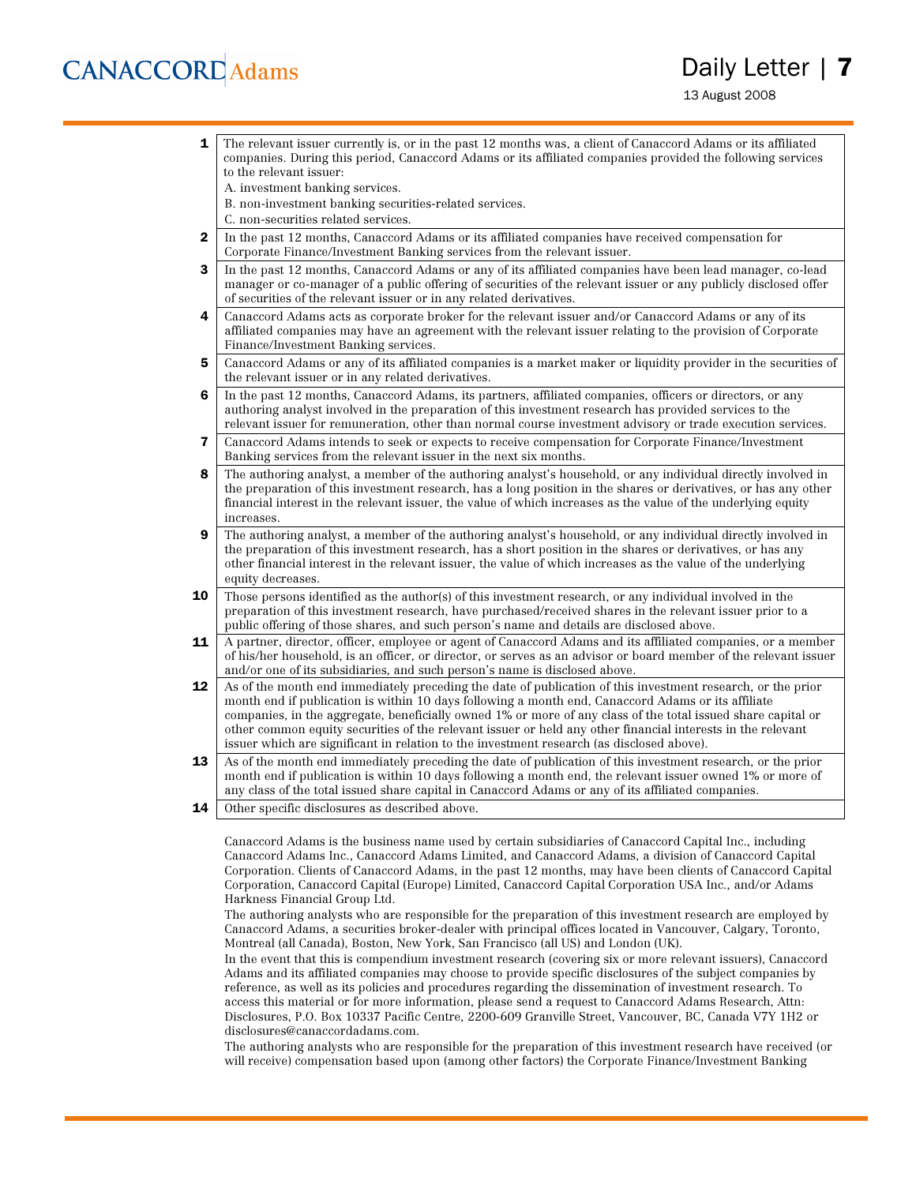| | |
|---|---|
| **1** | The relevant issuer currently is, or in the past 12 months was, a client of Canaccord Adams or its affiliated companies. During this period, Canaccord Adams or its affiliated companies provided the following services to the relevant issuer:<br>A. investment banking services.<br>B. non-investment banking securities-related services.<br>C. non-securities related services. |
| **2** | In the past 12 months, Canaccord Adams or its affiliated companies have received compensation for Corporate Finance/Investment Banking services from the relevant issuer. |
| **3** | In the past 12 months, Canaccord Adams or any of its affiliated companies have been lead manager, co-lead manager or co-manager of a public offering of securities of the relevant issuer or any publicly disclosed offer of securities of the relevant issuer or in any related derivatives. |
| **4** | Canaccord Adams acts as corporate broker for the relevant issuer and/or Canaccord Adams or any of its affiliated companies may have an agreement with the relevant issuer relating to the provision of Corporate Finance/Investment Banking services. |
| **5** | Canaccord Adams or any of its affiliated companies is a market maker or liquidity provider in the securities of the relevant issuer or in any related derivatives. |
| **6** | In the past 12 months, Canaccord Adams, its partners, affiliated companies, officers or directors, or any authoring analyst involved in the preparation of this investment research has provided services to the relevant issuer for remuneration, other than normal course investment advisory or trade execution services. |
| **7** | Canaccord Adams intends to seek or expects to receive compensation for Corporate Finance/Investment Banking services from the relevant issuer in the next six months. |
| **8** | The authoring analyst, a member of the authoring analyst's household, or any individual directly involved in the preparation of this investment research, has a long position in the shares or derivatives, or has any other financial interest in the relevant issuer, the value of which increases as the value of the underlying equity increases. |
| **9** | The authoring analyst, a member of the authoring analyst's household, or any individual directly involved in the preparation of this investment research, has a short position in the shares or derivatives, or has any other financial interest in the relevant issuer, the value of which increases as the value of the underlying equity decreases. |
| **10** | Those persons identified as the author(s) of this investment research, or any individual involved in the preparation of this investment research, have purchased/received shares in the relevant issuer prior to a public offering of those shares, and such person's name and details are disclosed above. |
| **11** | A partner, director, officer, employee or agent of Canaccord Adams and its affiliated companies, or a member of his/her household, is an officer, or director, or serves as an advisor or board member of the relevant issuer and/or one of its subsidiaries, and such person's name is disclosed above. |
| **12** | As of the month end immediately preceding the date of publication of this investment research, or the prior month end if publication is within 10 days following a month end, Canaccord Adams or its affiliate companies, in the aggregate, beneficially owned 1% or more of any class of the total issued share capital or other common equity securities of the relevant issuer or held any other financial interests in the relevant issuer which are significant in relation to the investment research (as disclosed above). |
| **13** | As of the month end immediately preceding the date of publication of this investment research, or the prior month end if publication is within 10 days following a month end, the relevant issuer owned 1% or more of any class of the total issued share capital in Canaccord Adams or any of its affiliated companies. |
| **14** | Other specific disclosures as described above. |

Canaccord Adams is the business name used by certain subsidiaries of Canaccord Capital Inc., including Canaccord Adams Inc., Canaccord Adams Limited, and Canaccord Adams, a division of Canaccord Capital Corporation. Clients of Canaccord Adams, in the past 12 months, may have been clients of Canaccord Capital Corporation, Canaccord Capital (Europe) Limited, Canaccord Capital Corporation USA Inc., and/or Adams Harkness Financial Group Ltd.

The authoring analysts who are responsible for the preparation of this investment research are employed by Canaccord Adams, a securities broker-dealer with principal offices located in Vancouver, Calgary, Toronto, Montreal (all Canada), Boston, New York, San Francisco (all US) and London (UK).

In the event that this is compendium investment research (covering six or more relevant issuers), Canaccord Adams and its affiliated companies may choose to provide specific disclosures of the subject companies by reference, as well as its policies and procedures regarding the dissemination of investment research. To access this material or for more information, please send a request to Canaccord Adams Research, Attn: Disclosures, P.O. Box 10337 Pacific Centre, 2200-609 Granville Street, Vancouver, BC, Canada V7Y 1H2 or disclosures@canaccordadams.com.

The authoring analysts who are responsible for the preparation of this investment research have received (or will receive) compensation based upon (among other factors) the Corporate Finance/Investment Banking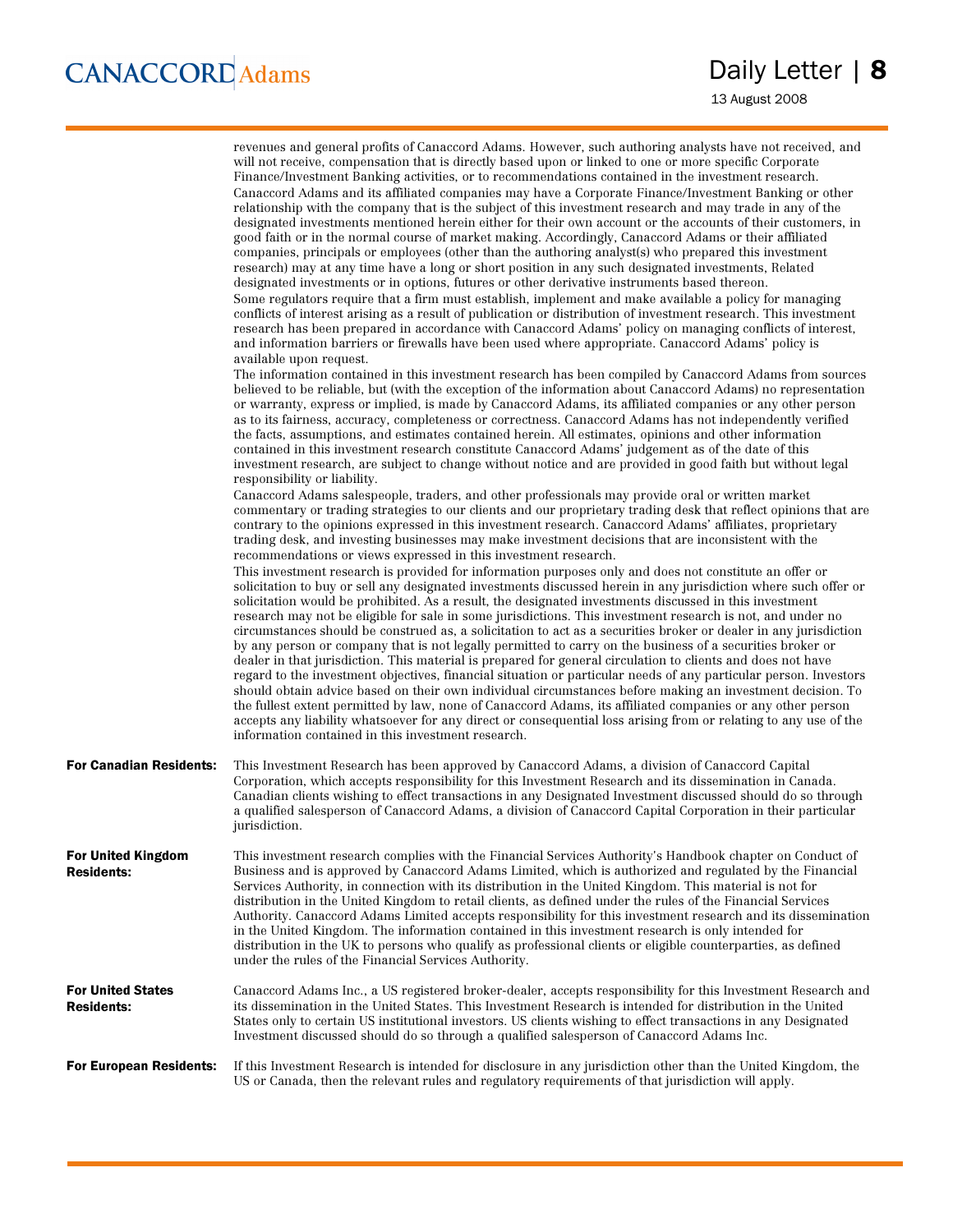revenues and general profits of Canaccord Adams. However, such authoring analysts have not received, and will not receive, compensation that is directly based upon or linked to one or more specific Corporate Finance/Investment Banking activities, or to recommendations contained in the investment research.

Canaccord Adams and its affiliated companies may have a Corporate Finance/Investment Banking or other relationship with the company that is the subject of this investment research and may trade in any of the designated investments mentioned herein either for their own account or the accounts of their customers, in good faith or in the normal course of market making. Accordingly, Canaccord Adams or their affiliated companies, principals or employees (other than the authoring analyst(s) who prepared this investment research) may at any time have a long or short position in any such designated investments, Related designated investments or in options, futures or other derivative instruments based thereon.

Some regulators require that a firm must establish, implement and make available a policy for managing conflicts of interest arising as a result of publication or distribution of investment research. This investment research has been prepared in accordance with Canaccord Adams' policy on managing conflicts of interest, and information barriers or firewalls have been used where appropriate. Canaccord Adams' policy is available upon request.

The information contained in this investment research has been compiled by Canaccord Adams from sources believed to be reliable, but (with the exception of the information about Canaccord Adams) no representation or warranty, express or implied, is made by Canaccord Adams, its affiliated companies or any other person as to its fairness, accuracy, completeness or correctness. Canaccord Adams has not independently verified the facts, assumptions, and estimates contained herein. All estimates, opinions and other information contained in this investment research constitute Canaccord Adams' judgement as of the date of this investment research, are subject to change without notice and are provided in good faith but without legal responsibility or liability.

Canaccord Adams salespeople, traders, and other professionals may provide oral or written market commentary or trading strategies to our clients and our proprietary trading desk that reflect opinions that are contrary to the opinions expressed in this investment research. Canaccord Adams' affiliates, proprietary trading desk, and investing businesses may make investment decisions that are inconsistent with the recommendations or views expressed in this investment research.

This investment research is provided for information purposes only and does not constitute an offer or solicitation to buy or sell any designated investments discussed herein in any jurisdiction where such offer or solicitation would be prohibited. As a result, the designated investments discussed in this investment research may not be eligible for sale in some jurisdictions. This investment research is not, and under no circumstances should be construed as, a solicitation to act as a securities broker or dealer in any jurisdiction by any person or company that is not legally permitted to carry on the business of a securities broker or dealer in that jurisdiction. This material is prepared for general circulation to clients and does not have regard to the investment objectives, financial situation or particular needs of any particular person. Investors should obtain advice based on their own individual circumstances before making an investment decision. To the fullest extent permitted by law, none of Canaccord Adams, its affiliated companies or any other person accepts any liability whatsoever for any direct or consequential loss arising from or relating to any use of the information contained in this investment research.

**For Canadian Residents:** This Investment Research has been approved by Canaccord Adams, a division of Canaccord Capital Corporation, which accepts responsibility for this Investment Research and its dissemination in Canada. Canadian clients wishing to effect transactions in any Designated Investment discussed should do so through a qualified salesperson of Canaccord Adams, a division of Canaccord Capital Corporation in their particular jurisdiction.

**For United Kingdom Residents:** This investment research complies with the Financial Services Authority's Handbook chapter on Conduct of Business and is approved by Canaccord Adams Limited, which is authorized and regulated by the Financial Services Authority, in connection with its distribution in the United Kingdom. This material is not for distribution in the United Kingdom to retail clients, as defined under the rules of the Financial Services Authority. Canaccord Adams Limited accepts responsibility for this investment research and its dissemination in the United Kingdom. The information contained in this investment research is only intended for distribution in the UK to persons who qualify as professional clients or eligible counterparties, as defined under the rules of the Financial Services Authority.

**For United States Residents:** Canaccord Adams Inc., a US registered broker-dealer, accepts responsibility for this Investment Research and its dissemination in the United States. This Investment Research is intended for distribution in the United States only to certain US institutional investors. US clients wishing to effect transactions in any Designated Investment discussed should do so through a qualified salesperson of Canaccord Adams Inc.

**For European Residents:** If this Investment Research is intended for disclosure in any jurisdiction other than the United Kingdom, the US or Canada, then the relevant rules and regulatory requirements of that jurisdiction will apply.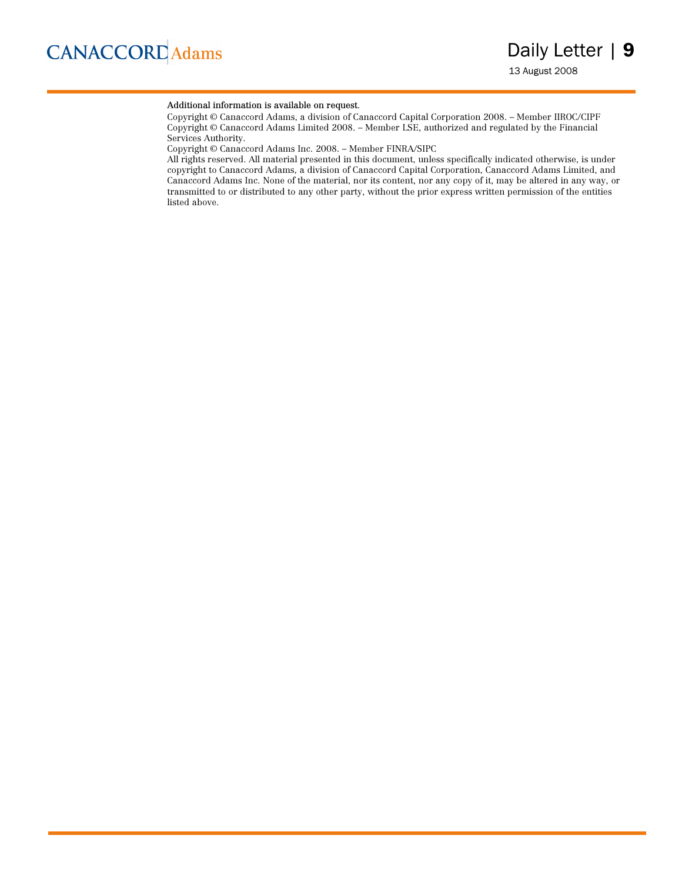**Additional information is available on request.**

Copyright © Canaccord Adams, a division of Canaccord Capital Corporation 2008. – Member IIROC/CIPF
Copyright © Canaccord Adams Limited 2008. – Member LSE, authorized and regulated by the Financial Services Authority.
Copyright © Canaccord Adams Inc. 2008. – Member FINRA/SIPC
All rights reserved. All material presented in this document, unless specifically indicated otherwise, is under copyright to Canaccord Adams, a division of Canaccord Capital Corporation, Canaccord Adams Limited, and Canaccord Adams Inc. None of the material, nor its content, nor any copy of it, may be altered in any way, or transmitted to or distributed to any other party, without the prior express written permission of the entities listed above.